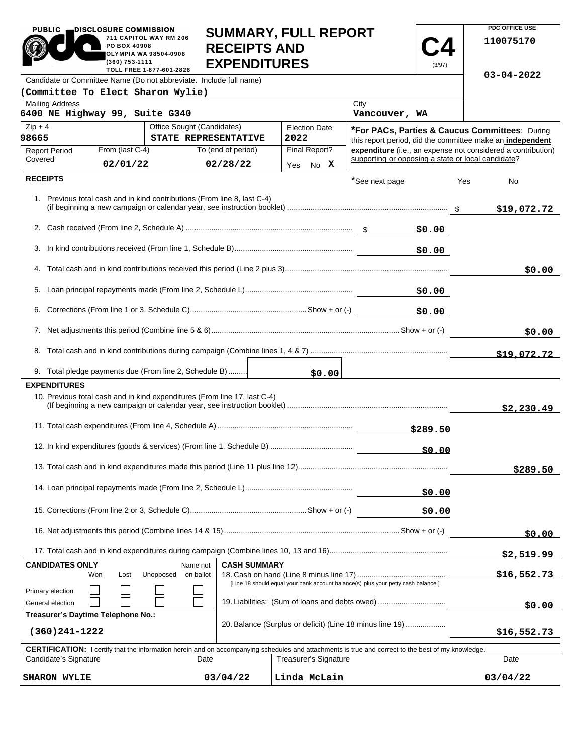PUBLIC DISCLOSURE COMMISSION
711 CAPITOL WAY RM 206
PO BOX 40908
OLYMPIA WA 98504-0908
(360) 753-1111
TOLL FREE 1-877-601-2828

# SUMMARY, FULL REPORT RECEIPTS AND EXPENDITURES

**C4** (3/97)

PDC OFFICE USE
110075170
03-04-2022

Candidate or Committee Name (Do not abbreviate. Include full name)
**(Committee To Elect Sharon Wylie)**

Mailing Address: **6400 NE Highway 99, Suite G340**
City: **Vancouver, WA**

Zip + 4: **98665**
Office Sought (Candidates): **STATE REPRESENTATIVE**
Election Date: **2022**

Report Period Covered — From (last C-4): **02/01/22** To (end of period): **02/28/22**
Final Report? Yes No **X**

***For PACs, Parties & Caucus Committees**: During this report period, did the committee make an **independent expenditure** (i.e., an expense not considered a contribution) supporting or opposing a state or local candidate?
*See next page Yes No

## RECEIPTS

| Line | Description | Amount | Total |
|---|---|---|---|
| 1. | Previous total cash and in kind contributions (From line 8, last C-4) (if beginning a new campaign or calendar year, see instruction booklet) | | $19,072.72 |
| 2. | Cash received (From line 2, Schedule A) | $0.00 | |
| 3. | In kind contributions received (From line 1, Schedule B) | $0.00 | |
| 4. | Total cash and in kind contributions received this period (Line 2 plus 3) | | $0.00 |
| 5. | Loan principal repayments made (From line 2, Schedule L) | $0.00 | |
| 6. | Corrections (From line 1 or 3, Schedule C) Show + or (-) | $0.00 | |
| 7. | Net adjustments this period (Combine line 5 & 6) Show + or (-) | | $0.00 |
| 8. | Total cash and in kind contributions during campaign (Combine lines 1, 4 & 7) | | $19,072.72 |
| 9. | Total pledge payments due (From line 2, Schedule B) | $0.00 | |

## EXPENDITURES

| Line | Description | Amount | Total |
|---|---|---|---|
| 10. | Previous total cash and in kind expenditures (From line 17, last C-4) (If beginning a new campaign or calendar year, see instruction booklet) | | $2,230.49 |
| 11. | Total cash expenditures (From line 4, Schedule A) | $289.50 | |
| 12. | In kind expenditures (goods & services) (From line 1, Schedule B) | $0.00 | |
| 13. | Total cash and in kind expenditures made this period (Line 11 plus line 12) | | $289.50 |
| 14. | Loan principal repayments made (From line 2, Schedule L) | $0.00 | |
| 15. | Corrections (From line 2 or 3, Schedule C) Show + or (-) | $0.00 | |
| 16. | Net adjustments this period (Combine lines 14 & 15) Show + or (-) | | $0.00 |
| 17. | Total cash and in kind expenditures during campaign (Combine lines 10, 13 and 16) | | $2,519.99 |

**CANDIDATES ONLY**

| | Won | Lost | Unopposed | Name not on ballot |
|---|---|---|---|---|
| Primary election | ☐ | ☐ | ☐ | ☐ |
| General election | ☐ | ☐ | ☐ | ☐ |

**Treasurer's Daytime Telephone No.:** (360)241-1222

**CASH SUMMARY**

| Line | Description | Amount |
|---|---|---|
| 18. | Cash on hand (Line 8 minus line 17) [Line 18 should equal your bank account balance(s) plus your petty cash balance.] | $16,552.73 |
| 19. | Liabilities: (Sum of loans and debts owed) | $0.00 |
| 20. | Balance (Surplus or deficit) (Line 18 minus line 19) | $16,552.73 |

**CERTIFICATION:** I certify that the information herein and on accompanying schedules and attachments is true and correct to the best of my knowledge.

| Candidate's Signature | Date | Treasurer's Signature | Date |
|---|---|---|---|
| SHARON WYLIE | 03/04/22 | Linda McLain | 03/04/22 |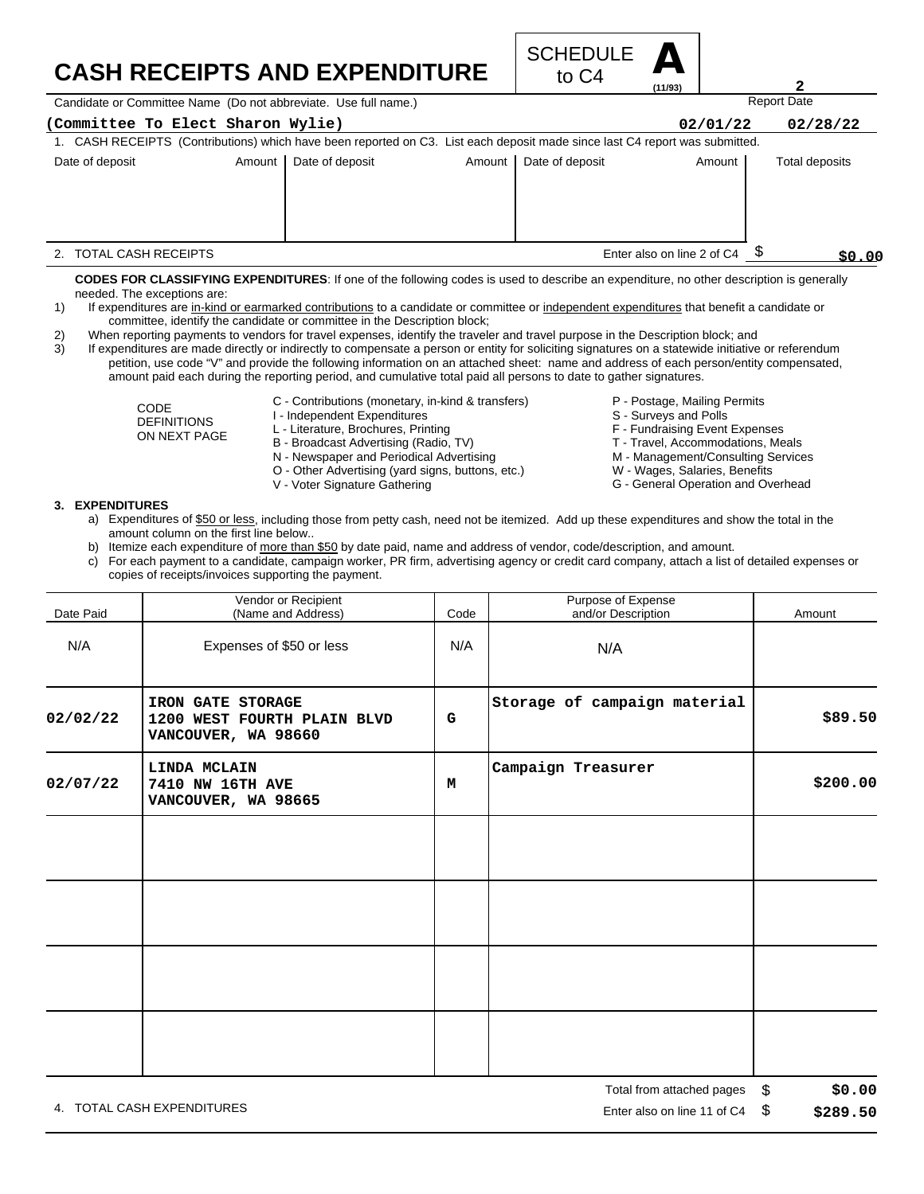# CASH RECEIPTS AND EXPENDITURE

SCHEDULE **A** to C4 (11/93)

**2**

Candidate or Committee Name (Do not abbreviate. Use full name.) | Report Date

**(Committee To Elect Sharon Wylie)** **02/01/22** **02/28/22**

1. CASH RECEIPTS (Contributions) which have been reported on C3. List each deposit made since last C4 report was submitted.

| Date of deposit | Amount | Date of deposit | Amount | Date of deposit | Amount | Total deposits |
|---|---|---|---|---|---|---|
| | | | | | | |

2. TOTAL CASH RECEIPTS — Enter also on line 2 of C4 $ **$0.00**

**CODES FOR CLASSIFYING EXPENDITURES**: If one of the following codes is used to describe an expenditure, no other description is generally needed. The exceptions are:

1) If expenditures are in-kind or earmarked contributions to a candidate or committee or independent expenditures that benefit a candidate or committee, identify the candidate or committee in the Description block;
2) When reporting payments to vendors for travel expenses, identify the traveler and travel purpose in the Description block; and
3) If expenditures are made directly or indirectly to compensate a person or entity for soliciting signatures on a statewide initiative or referendum petition, use code "V" and provide the following information on an attached sheet: name and address of each person/entity compensated, amount paid each during the reporting period, and cumulative total paid all persons to date to gather signatures.

CODE DEFINITIONS ON NEXT PAGE

- C - Contributions (monetary, in-kind & transfers)
- I - Independent Expenditures
- L - Literature, Brochures, Printing
- B - Broadcast Advertising (Radio, TV)
- N - Newspaper and Periodical Advertising
- O - Other Advertising (yard signs, buttons, etc.)
- V - Voter Signature Gathering
- P - Postage, Mailing Permits
- S - Surveys and Polls
- F - Fundraising Event Expenses
- T - Travel, Accommodations, Meals
- M - Management/Consulting Services
- W - Wages, Salaries, Benefits
- G - General Operation and Overhead

**3. EXPENDITURES**

a) Expenditures of $50 or less, including those from petty cash, need not be itemized. Add up these expenditures and show the total in the amount column on the first line below..

b) Itemize each expenditure of more than $50 by date paid, name and address of vendor, code/description, and amount.

c) For each payment to a candidate, campaign worker, PR firm, advertising agency or credit card company, attach a list of detailed expenses or copies of receipts/invoices supporting the payment.

| Date Paid | Vendor or Recipient (Name and Address) | Code | Purpose of Expense and/or Description | Amount |
|---|---|---|---|---|
| N/A | Expenses of $50 or less | N/A | N/A | |
| **02/02/22** | **IRON GATE STORAGE 1200 WEST FOURTH PLAIN BLVD VANCOUVER, WA 98660** | **G** | **Storage of campaign material** | **$89.50** |
| **02/07/22** | **LINDA MCLAIN 7410 NW 16TH AVE VANCOUVER, WA 98665** | **M** | **Campaign Treasurer** | **$200.00** |
| | | | | |
| | | | | |
| | | | | |
| | | | | |

Total from attached pages $ **$0.00**

4. TOTAL CASH EXPENDITURES — Enter also on line 11 of C4 $ **$289.50**